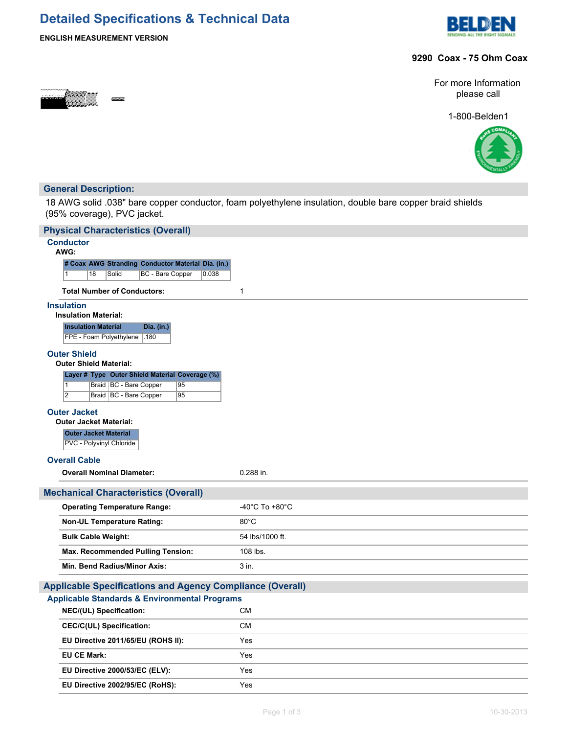# Detailed Specifications & Technical Data

**ENGLISH MEASUREMENT VERSION**

**9290 Coax - 75 Ohm Coax**

For more Information please call

1-800-Belden1

## General Description:

18 AWG solid .038" bare copper conductor, foam polyethylene insulation, double bare copper braid shields (95% coverage), PVC jacket.

## Physical Characteristics (Overall)

### Conductor

**AWG:**

| # Coax | AWG | Stranding | Conductor Material | Dia. (in.) |
|---|---|---|---|---|
| 1 | 18 | Solid | BC - Bare Copper | 0.038 |

**Total Number of Conductors:** 1

### Insulation

**Insulation Material:**

| Insulation Material | Dia. (in.) |
|---|---|
| FPE - Foam Polyethylene | .180 |

### Outer Shield

**Outer Shield Material:**

| Layer # | Type | Outer Shield Material | Coverage (%) |
|---|---|---|---|
| 1 | Braid | BC - Bare Copper | 95 |
| 2 | Braid | BC - Bare Copper | 95 |

### Outer Jacket

**Outer Jacket Material:**

| Outer Jacket Material |
|---|
| PVC - Polyvinyl Chloride |

### Overall Cable

**Overall Nominal Diameter:** 0.288 in.

## Mechanical Characteristics (Overall)

| | |
|---|---|
| **Operating Temperature Range:** | -40°C To +80°C |
| **Non-UL Temperature Rating:** | 80°C |
| **Bulk Cable Weight:** | 54 lbs/1000 ft. |
| **Max. Recommended Pulling Tension:** | 108 lbs. |
| **Min. Bend Radius/Minor Axis:** | 3 in. |

## Applicable Specifications and Agency Compliance (Overall)

### Applicable Standards & Environmental Programs

| | |
|---|---|
| **NEC/(UL) Specification:** | CM |
| **CEC/C(UL) Specification:** | CM |
| **EU Directive 2011/65/EU (ROHS II):** | Yes |
| **EU CE Mark:** | Yes |
| **EU Directive 2000/53/EC (ELV):** | Yes |
| **EU Directive 2002/95/EC (RoHS):** | Yes |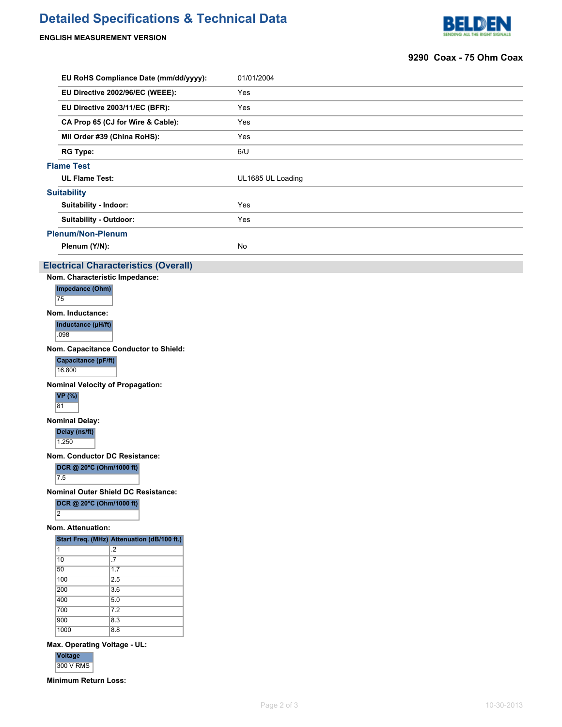| | |
|---|---|
| **EU RoHS Compliance Date (mm/dd/yyyy):** | 01/01/2004 |
| **EU Directive 2002/96/EC (WEEE):** | Yes |
| **EU Directive 2003/11/EC (BFR):** | Yes |
| **CA Prop 65 (CJ for Wire & Cable):** | Yes |
| **MII Order #39 (China RoHS):** | Yes |
| **RG Type:** | 6/U |

### Flame Test

| | |
|---|---|
| **UL Flame Test:** | UL1685 UL Loading |

### Suitability

| | |
|---|---|
| **Suitability - Indoor:** | Yes |
| **Suitability - Outdoor:** | Yes |

### Plenum/Non-Plenum

| | |
|---|---|
| **Plenum (Y/N):** | No |

## Electrical Characteristics (Overall)

**Nom. Characteristic Impedance:**

| Impedance (Ohm) |
|---|
| 75 |

**Nom. Inductance:**

| Inductance (µH/ft) |
|---|
| .098 |

**Nom. Capacitance Conductor to Shield:**

| Capacitance (pF/ft) |
|---|
| 16.800 |

**Nominal Velocity of Propagation:**

| VP (%) |
|---|
| 81 |

**Nominal Delay:**

| Delay (ns/ft) |
|---|
| 1.250 |

**Nom. Conductor DC Resistance:**

| DCR @ 20°C (Ohm/1000 ft) |
|---|
| 7.5 |

**Nominal Outer Shield DC Resistance:**

| DCR @ 20°C (Ohm/1000 ft) |
|---|
| 2 |

**Nom. Attenuation:**

| Start Freq. (MHz) | Attenuation (dB/100 ft.) |
|---|---|
| 1 | .2 |
| 10 | .7 |
| 50 | 1.7 |
| 100 | 2.5 |
| 200 | 3.6 |
| 400 | 5.0 |
| 700 | 7.2 |
| 900 | 8.3 |
| 1000 | 8.8 |

**Max. Operating Voltage - UL:**

| Voltage |
|---|
| 300 V RMS |

**Minimum Return Loss:**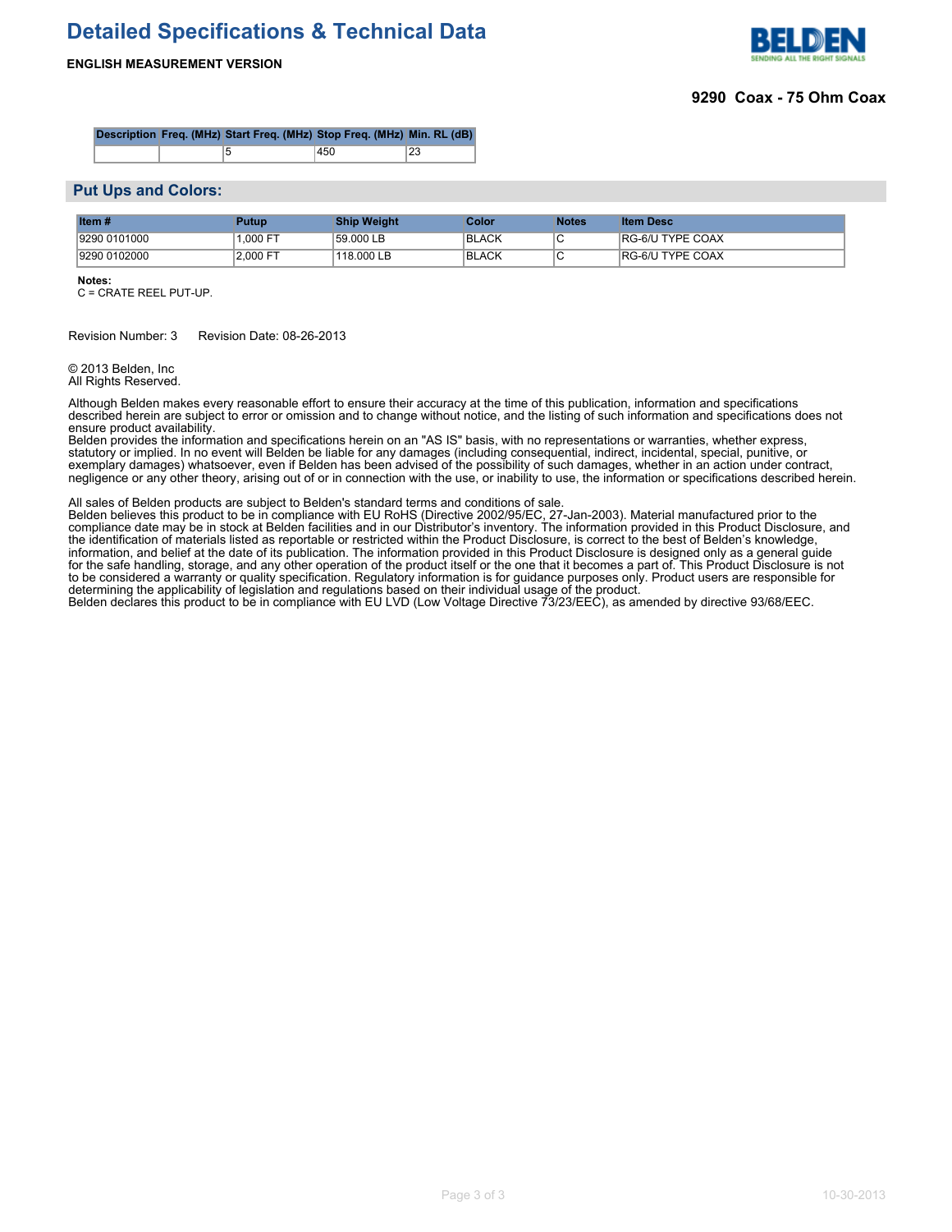# Detailed Specifications & Technical Data

**ENGLISH MEASUREMENT VERSION**

**9290 Coax - 75 Ohm Coax**

| Description | Freq. (MHz) | Start Freq. (MHz) | Stop Freq. (MHz) | Min. RL (dB) |
|---|---|---|---|---|
| | | 5 | 450 | 23 |

## Put Ups and Colors:

| Item # | Putup | Ship Weight | Color | Notes | Item Desc |
|---|---|---|---|---|---|
| 9290 0101000 | 1,000 FT | 59.000 LB | BLACK | C | RG-6/U TYPE COAX |
| 9290 0102000 | 2,000 FT | 118.000 LB | BLACK | C | RG-6/U TYPE COAX |

**Notes:**
C = CRATE REEL PUT-UP.

Revision Number: 3 Revision Date: 08-26-2013

© 2013 Belden, Inc
All Rights Reserved.

Although Belden makes every reasonable effort to ensure their accuracy at the time of this publication, information and specifications described herein are subject to error or omission and to change without notice, and the listing of such information and specifications does not ensure product availability.
Belden provides the information and specifications herein on an "AS IS" basis, with no representations or warranties, whether express, statutory or implied. In no event will Belden be liable for any damages (including consequential, indirect, incidental, special, punitive, or exemplary damages) whatsoever, even if Belden has been advised of the possibility of such damages, whether in an action under contract, negligence or any other theory, arising out of or in connection with the use, or inability to use, the information or specifications described herein.

All sales of Belden products are subject to Belden's standard terms and conditions of sale.
Belden believes this product to be in compliance with EU RoHS (Directive 2002/95/EC, 27-Jan-2003). Material manufactured prior to the compliance date may be in stock at Belden facilities and in our Distributor's inventory. The information provided in this Product Disclosure, and the identification of materials listed as reportable or restricted within the Product Disclosure, is correct to the best of Belden's knowledge, information, and belief at the date of its publication. The information provided in this Product Disclosure is designed only as a general guide for the safe handling, storage, and any other operation of the product itself or the one that it becomes a part of. This Product Disclosure is not to be considered a warranty or quality specification. Regulatory information is for guidance purposes only. Product users are responsible for determining the applicability of legislation and regulations based on their individual usage of the product.
Belden declares this product to be in compliance with EU LVD (Low Voltage Directive 73/23/EEC), as amended by directive 93/68/EEC.